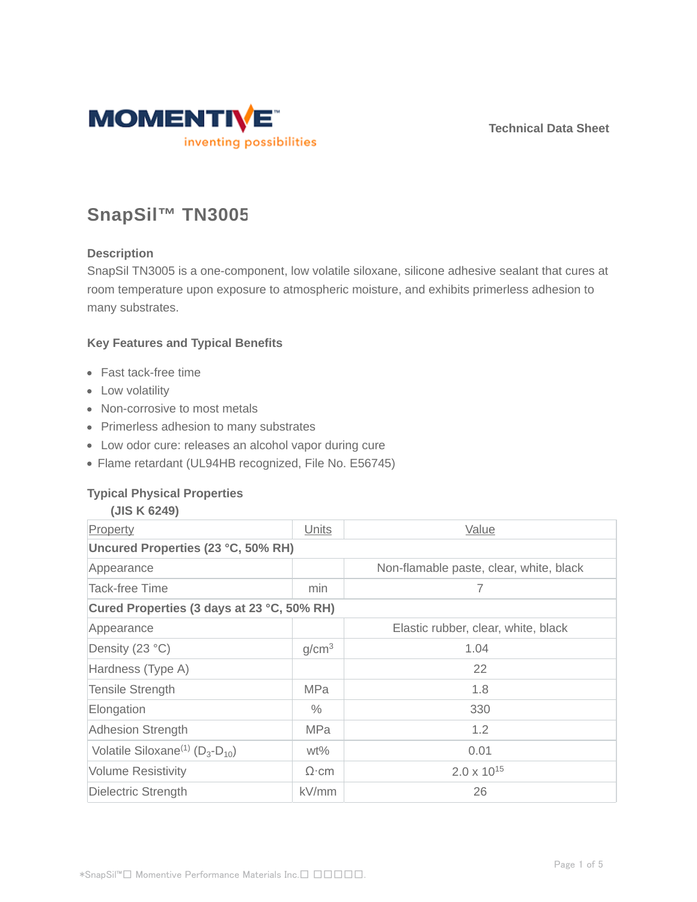Technical Data Sheet

# SnapSil™ TN3005

## Description

SnapSil TN3005 is a one-component, low volatile siloxane, silicone adhesive sealant that cures at room temperature upon exposure to atmospheric moisture, and exhibits primerless adhesion to many substrates.

## Key Features and Typical Benefits

- Fast tack-free time
- Low volatility
- Non-corrosive to most metals
- Primerless adhesion to many substrates
- Low odor cure: releases an alcohol vapor during cure
- Flame retardant (UL94HB recognized, File No. E56745)

## Typical Physical Properties

(JIS K 6249)

| Property | Units | Value |
|---|---|---|
| **Uncured Properties (23 °C, 50% RH)** | | |
| Appearance | | Non-flamable paste, clear, white, black |
| Tack-free Time | min | 7 |
| **Cured Properties (3 days at 23 °C, 50% RH)** | | |
| Appearance | | Elastic rubber, clear, white, black |
| Density (23 °C) | $g/cm^3$ | 1.04 |
| Hardness (Type A) | | 22 |
| Tensile Strength | MPa | 1.8 |
| Elongation | % | 330 |
| Adhesion Strength | MPa | 1.2 |
| Volatile Siloxane[1] ($D_3$-$D_{10}$) | wt% | 0.01 |
| Volume Resistivity | Ω·cm | $2.0 \times 10^{15}$ |
| Dielectric Strength | kV/mm | 26 |

*SnapSil™□ Momentive Performance Materials Inc.□ □□□□□.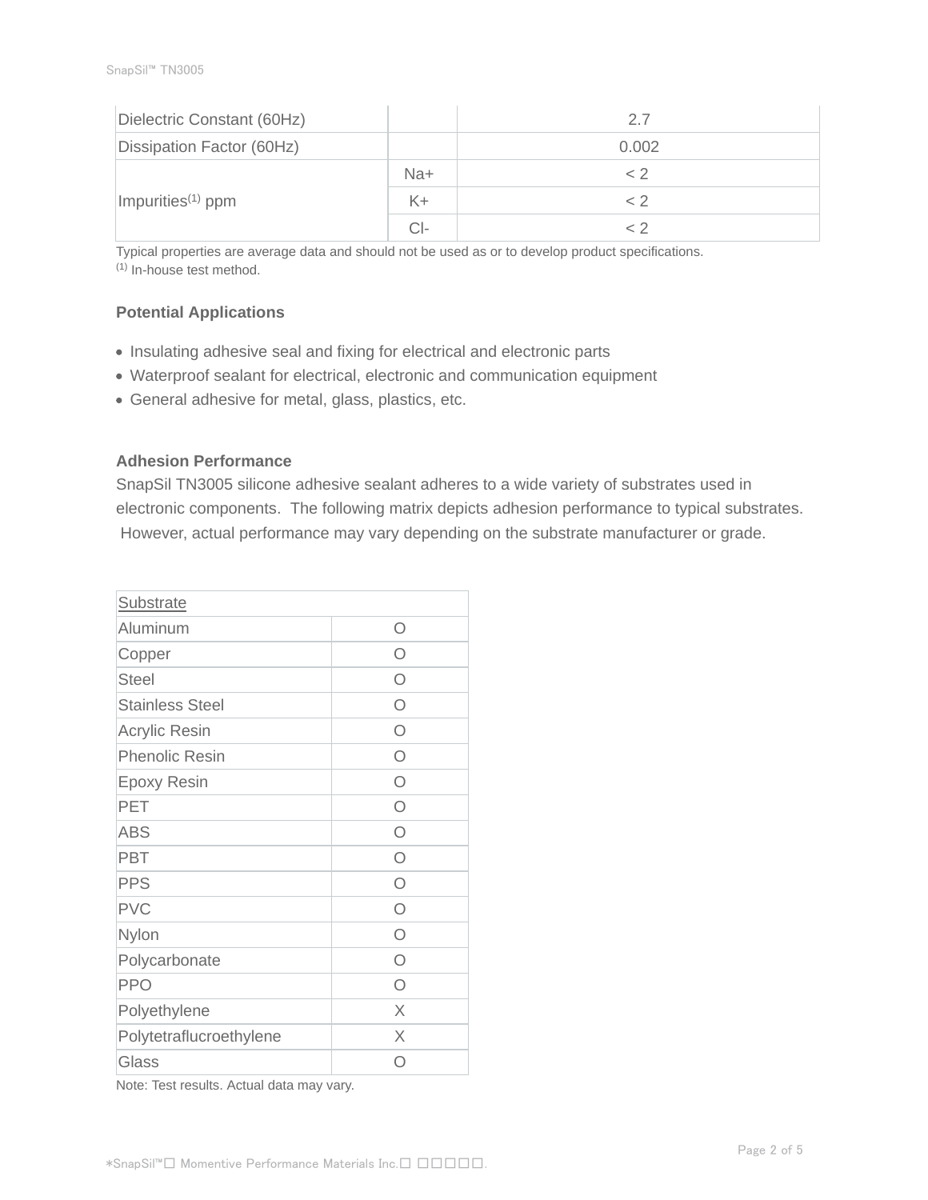| | | |
|---|---|---|
| Dielectric Constant (60Hz) | | 2.7 |
| Dissipation Factor (60Hz) | | 0.002 |
| Impurities[1] ppm | Na+ | < 2 |
| | K+ | < 2 |
| | Cl- | < 2 |

Typical properties are average data and should not be used as or to develop product specifications.
[1] In-house test method.

### Potential Applications

- Insulating adhesive seal and fixing for electrical and electronic parts
- Waterproof sealant for electrical, electronic and communication equipment
- General adhesive for metal, glass, plastics, etc.

### Adhesion Performance

SnapSil TN3005 silicone adhesive sealant adheres to a wide variety of substrates used in electronic components. The following matrix depicts adhesion performance to typical substrates. However, actual performance may vary depending on the substrate manufacturer or grade.

| Substrate | |
|---|---|
| Aluminum | O |
| Copper | O |
| Steel | O |
| Stainless Steel | O |
| Acrylic Resin | O |
| Phenolic Resin | O |
| Epoxy Resin | O |
| PET | O |
| ABS | O |
| PBT | O |
| PPS | O |
| PVC | O |
| Nylon | O |
| Polycarbonate | O |
| PPO | O |
| Polyethylene | X |
| Polytetraflucroethylene | X |
| Glass | O |

Note: Test results. Actual data may vary.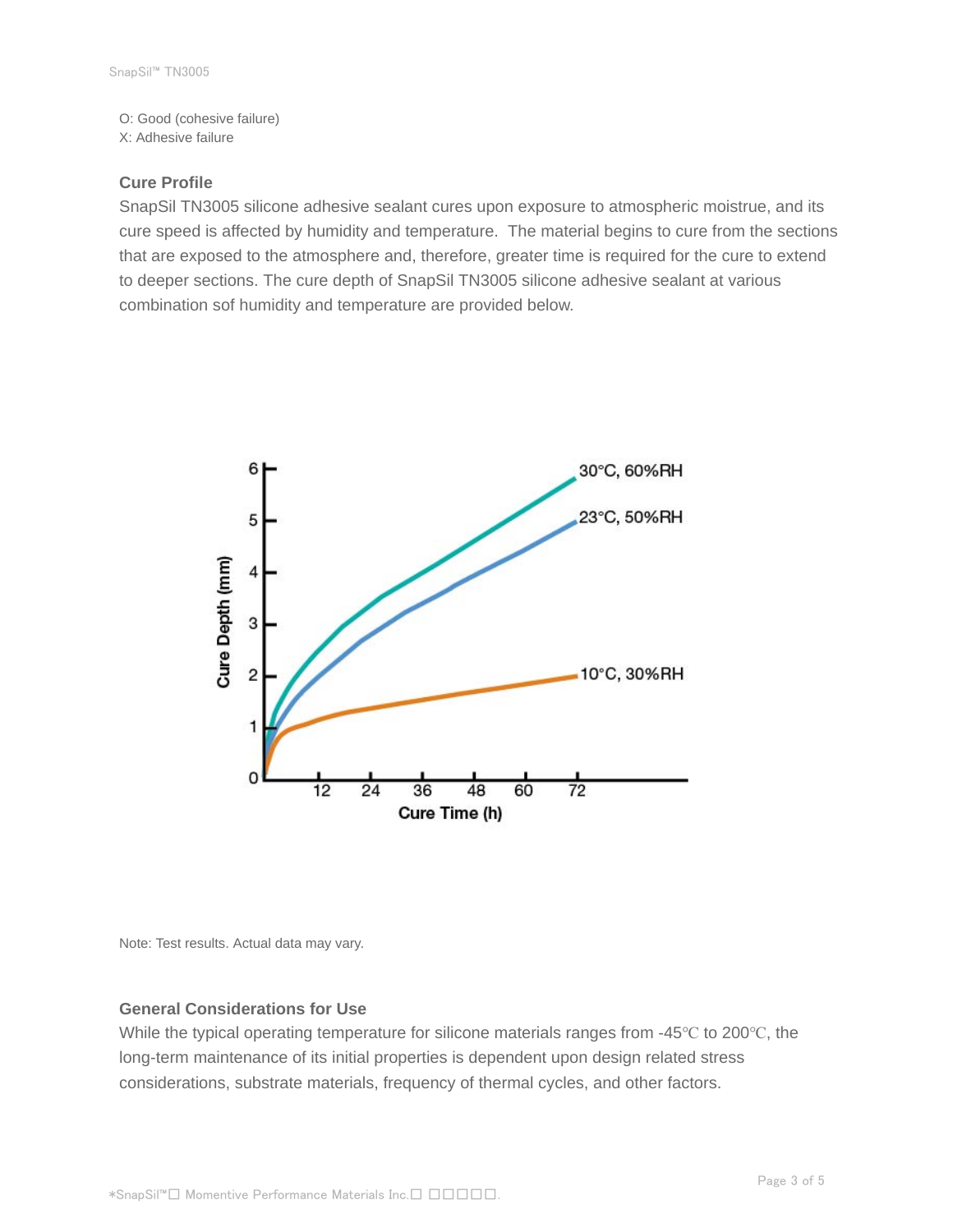O: Good (cohesive failure)
X: Adhesive failure

### Cure Profile

SnapSil TN3005 silicone adhesive sealant cures upon exposure to atmospheric moistrue, and its cure speed is affected by humidity and temperature. The material begins to cure from the sections that are exposed to the atmosphere and, therefore, greater time is required for the cure to extend to deeper sections. The cure depth of SnapSil TN3005 silicone adhesive sealant at various combination sof humidity and temperature are provided below.

Note: Test results. Actual data may vary.

### General Considerations for Use

While the typical operating temperature for silicone materials ranges from -45℃ to 200℃, the long-term maintenance of its initial properties is dependent upon design related stress considerations, substrate materials, frequency of thermal cycles, and other factors.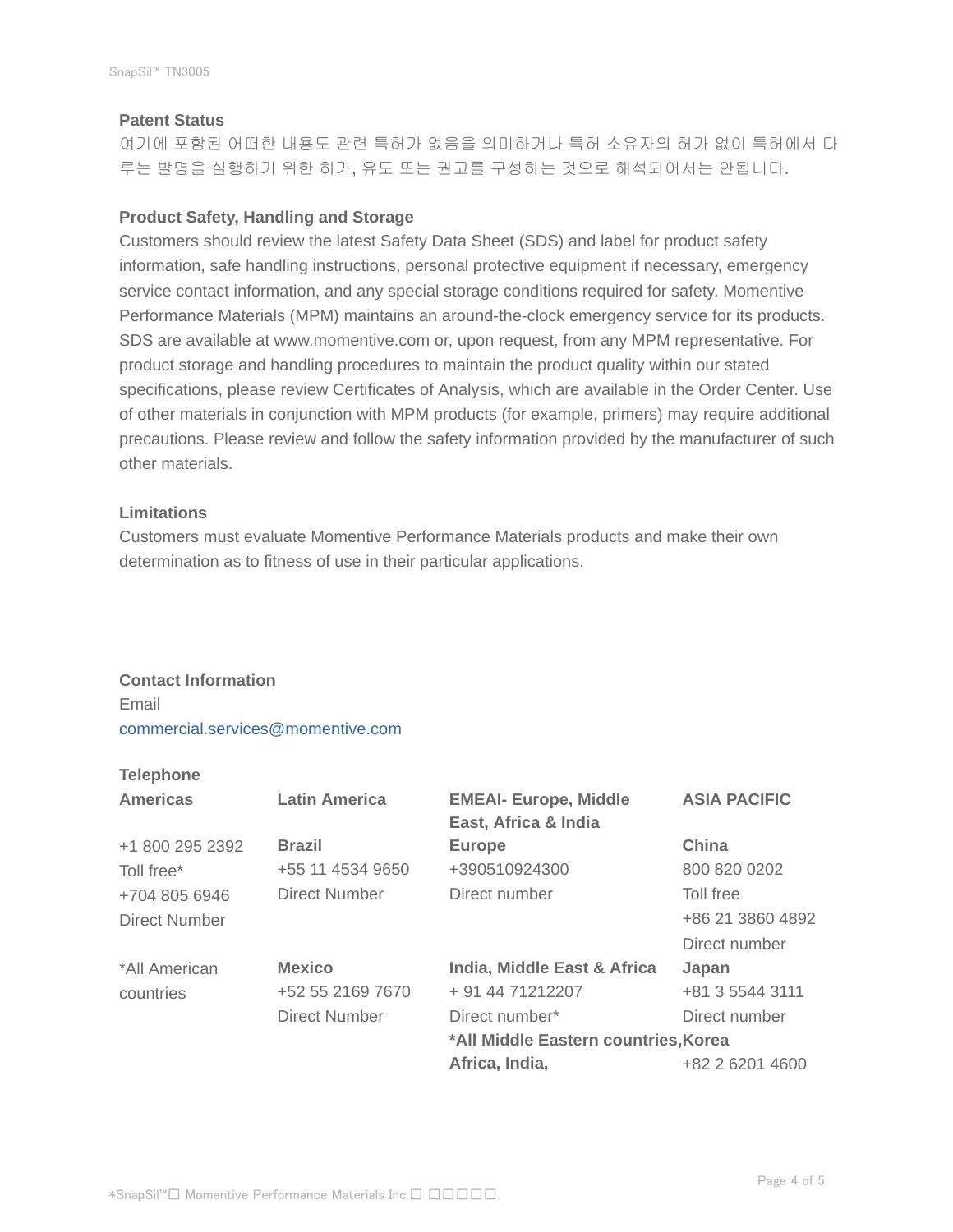## Patent Status

여기에 포함된 어떠한 내용도 관련 특허가 없음을 의미하거나 특허 소유자의 허가 없이 특허에서 다루는 발명을 실행하기 위한 허가, 유도 또는 권고를 구성하는 것으로 해석되어서는 안됩니다.

## Product Safety, Handling and Storage

Customers should review the latest Safety Data Sheet (SDS) and label for product safety information, safe handling instructions, personal protective equipment if necessary, emergency service contact information, and any special storage conditions required for safety. Momentive Performance Materials (MPM) maintains an around-the-clock emergency service for its products. SDS are available at www.momentive.com or, upon request, from any MPM representative. For product storage and handling procedures to maintain the product quality within our stated specifications, please review Certificates of Analysis, which are available in the Order Center. Use of other materials in conjunction with MPM products (for example, primers) may require additional precautions. Please review and follow the safety information provided by the manufacturer of such other materials.

## Limitations

Customers must evaluate Momentive Performance Materials products and make their own determination as to fitness of use in their particular applications.

## Contact Information

Email

commercial.services@momentive.com

**Telephone**

| **Americas** | **Latin America** | **EMEAI- Europe, Middle East, Africa & India** | **ASIA PACIFIC** |
|---|---|---|---|
| +1 800 295 2392<br>Toll free*<br>+704 805 6946<br>Direct Number | **Brazil**<br>+55 11 4534 9650<br>Direct Number | **Europe**<br>+390510924300<br>Direct number | **China**<br>800 820 0202<br>Toll free<br>+86 21 3860 4892<br>Direct number |
| *All American countries | **Mexico**<br>+52 55 2169 7670<br>Direct Number | **India, Middle East & Africa**<br>+ 91 44 71212207<br>Direct number* | **Japan**<br>+81 3 5544 3111<br>Direct number |
| | | ***All Middle Eastern countries, Africa, India,** | **Korea**<br>+82 2 6201 4600 |

*SnapSil™□ Momentive Performance Materials Inc.□ □□□□□.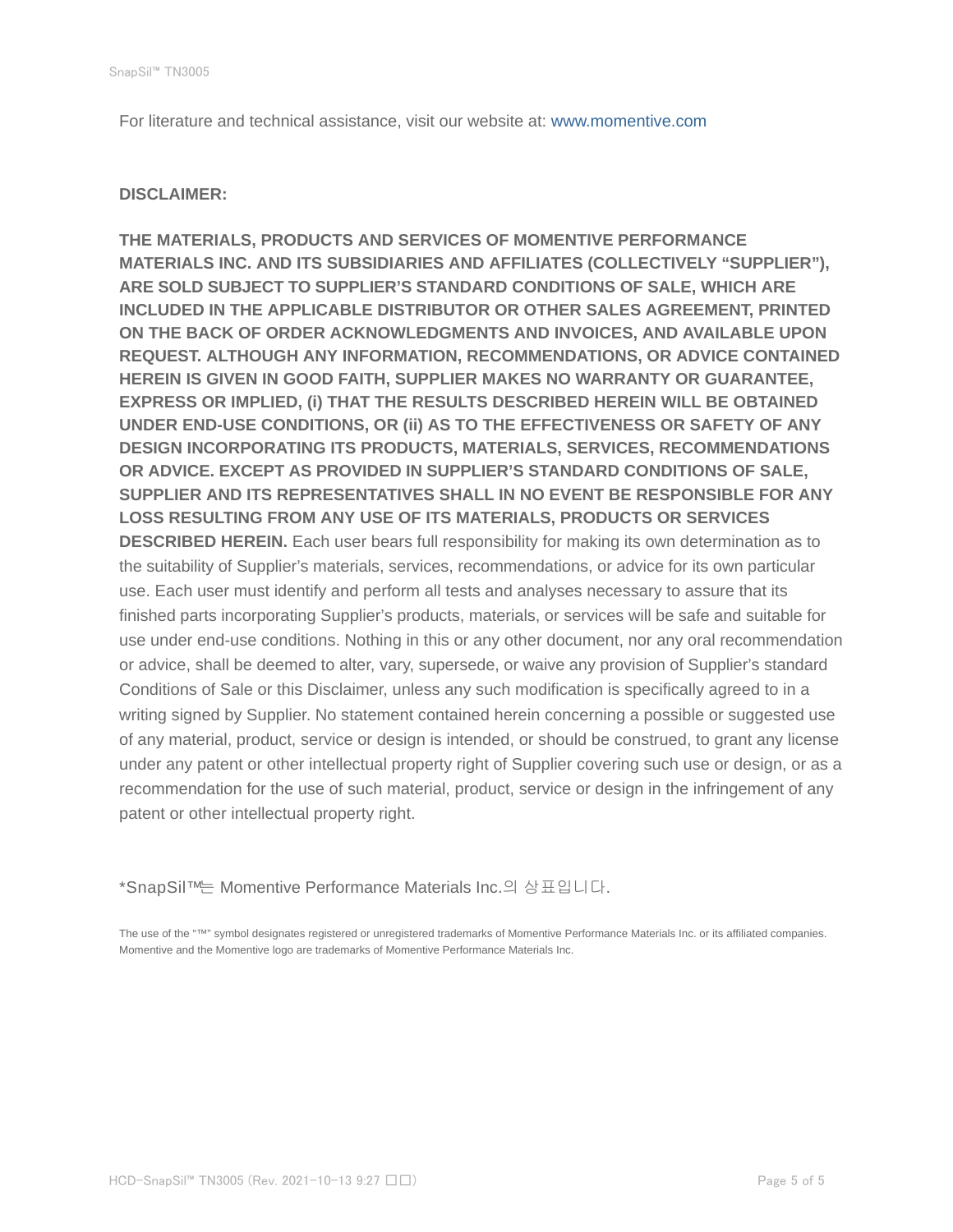For literature and technical assistance, visit our website at: www.momentive.com

**DISCLAIMER:**

**THE MATERIALS, PRODUCTS AND SERVICES OF MOMENTIVE PERFORMANCE MATERIALS INC. AND ITS SUBSIDIARIES AND AFFILIATES (COLLECTIVELY "SUPPLIER"), ARE SOLD SUBJECT TO SUPPLIER'S STANDARD CONDITIONS OF SALE, WHICH ARE INCLUDED IN THE APPLICABLE DISTRIBUTOR OR OTHER SALES AGREEMENT, PRINTED ON THE BACK OF ORDER ACKNOWLEDGMENTS AND INVOICES, AND AVAILABLE UPON REQUEST. ALTHOUGH ANY INFORMATION, RECOMMENDATIONS, OR ADVICE CONTAINED HEREIN IS GIVEN IN GOOD FAITH, SUPPLIER MAKES NO WARRANTY OR GUARANTEE, EXPRESS OR IMPLIED, (i) THAT THE RESULTS DESCRIBED HEREIN WILL BE OBTAINED UNDER END-USE CONDITIONS, OR (ii) AS TO THE EFFECTIVENESS OR SAFETY OF ANY DESIGN INCORPORATING ITS PRODUCTS, MATERIALS, SERVICES, RECOMMENDATIONS OR ADVICE. EXCEPT AS PROVIDED IN SUPPLIER'S STANDARD CONDITIONS OF SALE, SUPPLIER AND ITS REPRESENTATIVES SHALL IN NO EVENT BE RESPONSIBLE FOR ANY LOSS RESULTING FROM ANY USE OF ITS MATERIALS, PRODUCTS OR SERVICES DESCRIBED HEREIN.** Each user bears full responsibility for making its own determination as to the suitability of Supplier's materials, services, recommendations, or advice for its own particular use. Each user must identify and perform all tests and analyses necessary to assure that its finished parts incorporating Supplier's products, materials, or services will be safe and suitable for use under end-use conditions. Nothing in this or any other document, nor any oral recommendation or advice, shall be deemed to alter, vary, supersede, or waive any provision of Supplier's standard Conditions of Sale or this Disclaimer, unless any such modification is specifically agreed to in a writing signed by Supplier. No statement contained herein concerning a possible or suggested use of any material, product, service or design is intended, or should be construed, to grant any license under any patent or other intellectual property right of Supplier covering such use or design, or as a recommendation for the use of such material, product, service or design in the infringement of any patent or other intellectual property right.

*SnapSil™는 Momentive Performance Materials Inc.의 상표입니다.

The use of the "™" symbol designates registered or unregistered trademarks of Momentive Performance Materials Inc. or its affiliated companies. Momentive and the Momentive logo are trademarks of Momentive Performance Materials Inc.